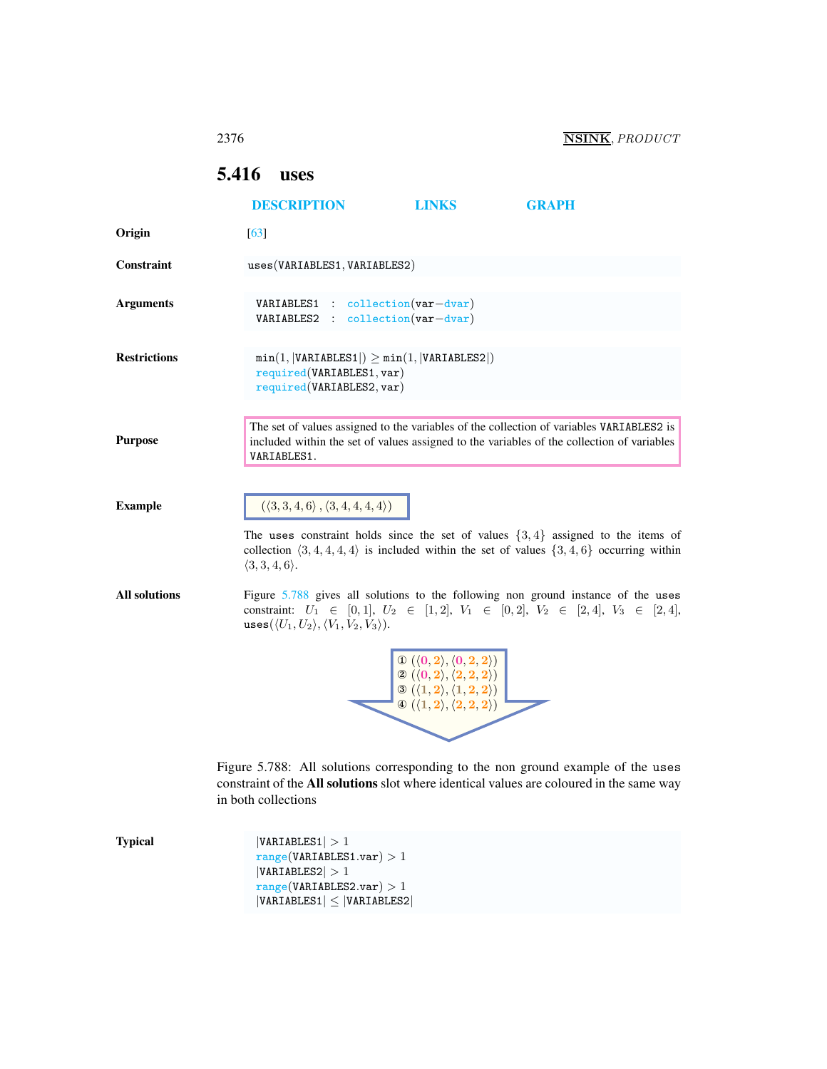## 5.416 uses

DESCRIPTION LINKS GRAPH

**Origin**

[63]

**Constraint**

uses(VARIABLES1, VARIABLES2)

**Arguments**

VARIABLES1 : collection(var−dvar)
VARIABLES2 : collection(var−dvar)

**Restrictions**

min(1, |VARIABLES1|) ≥ min(1, |VARIABLES2|)
required(VARIABLES1, var)
required(VARIABLES2, var)

**Purpose**

The set of values assigned to the variables of the collection of variables VARIABLES2 is included within the set of values assigned to the variables of the collection of variables VARIABLES1.

**Example**

$(\langle 3, 3, 4, 6\rangle, \langle 3, 4, 4, 4, 4\rangle)$

The uses constraint holds since the set of values $\{3, 4\}$ assigned to the items of collection $\langle 3, 4, 4, 4, 4\rangle$ is included within the set of values $\{3, 4, 6\}$ occurring within $\langle 3, 3, 4, 6\rangle$.

**All solutions**

Figure 5.788 gives all solutions to the following non ground instance of the uses constraint: $U_1 \in [0, 1]$, $U_2 \in [1, 2]$, $V_1 \in [0, 2]$, $V_2 \in [2, 4]$, $V_3 \in [2, 4]$, uses$(\langle U_1, U_2\rangle, \langle V_1, V_2, V_3\rangle)$.

① $(\langle 0, 2\rangle, \langle 0, 2, 2\rangle)$
② $(\langle 0, 2\rangle, \langle 2, 2, 2\rangle)$
③ $(\langle 1, 2\rangle, \langle 1, 2, 2\rangle)$
④ $(\langle 1, 2\rangle, \langle 2, 2, 2\rangle)$

Figure 5.788: All solutions corresponding to the non ground example of the uses constraint of the **All solutions** slot where identical values are coloured in the same way in both collections

**Typical**

|VARIABLES1| > 1
range(VARIABLES1.var) > 1
|VARIABLES2| > 1
range(VARIABLES2.var) > 1
|VARIABLES1| ≤ |VARIABLES2|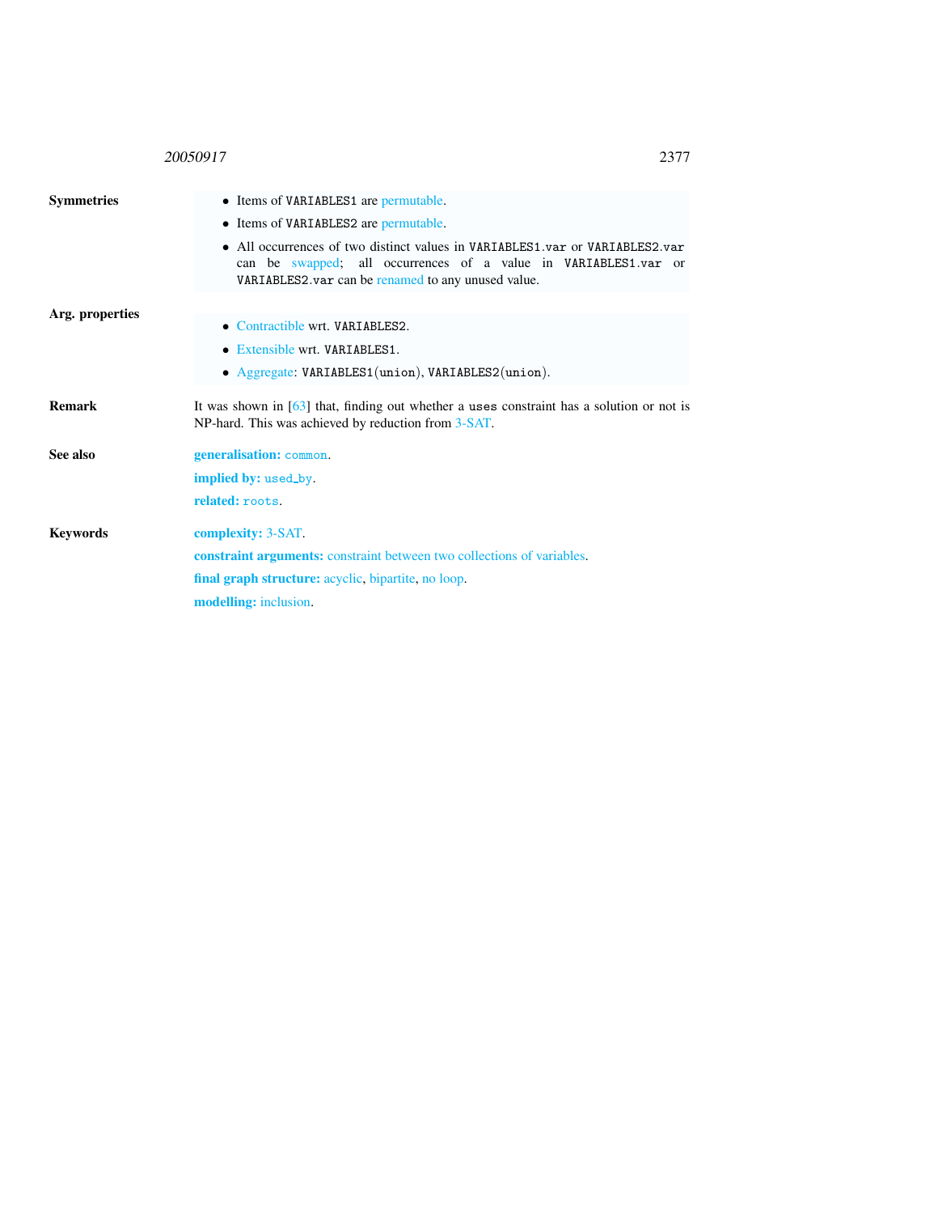**Symmetries**

- Items of `VARIABLES1` are permutable.
- Items of `VARIABLES2` are permutable.
- All occurrences of two distinct values in `VARIABLES1.var` or `VARIABLES2.var` can be swapped; all occurrences of a value in `VARIABLES1.var` or `VARIABLES2.var` can be renamed to any unused value.

**Arg. properties**

- Contractible wrt. `VARIABLES2`.
- Extensible wrt. `VARIABLES1`.
- Aggregate: `VARIABLES1(union)`, `VARIABLES2(union)`.

**Remark**

It was shown in [63] that, finding out whether a `uses` constraint has a solution or not is NP-hard. This was achieved by reduction from 3-SAT.

**See also**

**generalisation:** `common`.

**implied by:** `used_by`.

**related:** `roots`.

**Keywords**

**complexity:** 3-SAT.

**constraint arguments:** constraint between two collections of variables.

**final graph structure:** acyclic, bipartite, no loop.

**modelling:** inclusion.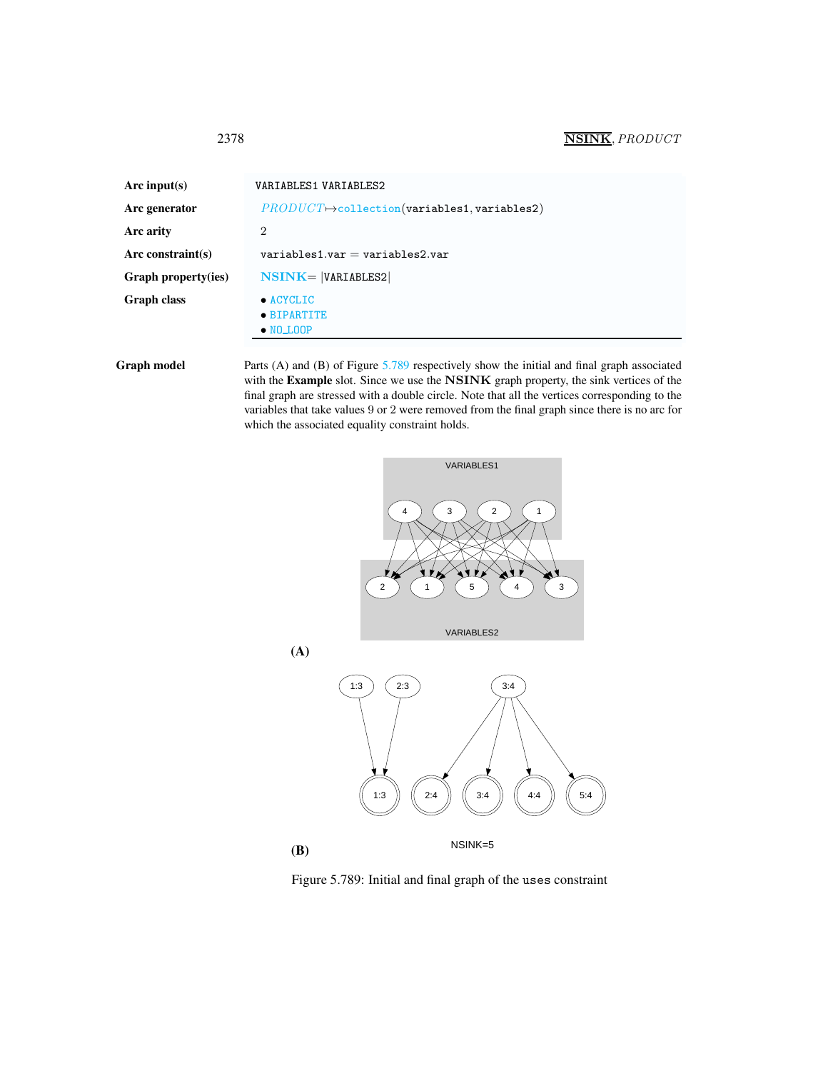| | |
|---|---|
| **Arc input(s)** | VARIABLES1 VARIABLES2 |
| **Arc generator** | *PRODUCT* ↦ collection(variables1, variables2) |
| **Arc arity** | 2 |
| **Arc constraint(s)** | variables1.var = variables2.var |
| **Graph property(ies)** | **NSINK** = \|VARIABLES2\| |
| **Graph class** | • ACYCLIC<br>• BIPARTITE<br>• NO_LOOP |

**Graph model** Parts (A) and (B) of Figure 5.789 respectively show the initial and final graph associated with the **Example** slot. Since we use the **NSINK** graph property, the sink vertices of the final graph are stressed with a double circle. Note that all the vertices corresponding to the variables that take values 9 or 2 were removed from the final graph since there is no arc for which the associated equality constraint holds.

Figure 5.789: Initial and final graph of the uses constraint